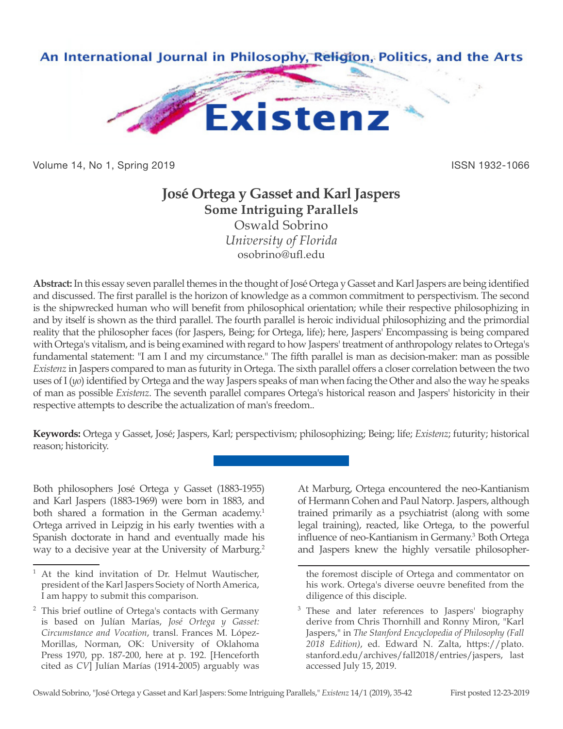# José Ortega y Gasset and Karl Jaspers

## Some Intriguing Parallels

Oswald Sobrino

*University of Florida*

osobrino@ufl.edu

**Abstract:** In this essay seven parallel themes in the thought of José Ortega y Gasset and Karl Jaspers are being identified and discussed. The first parallel is the horizon of knowledge as a common commitment to perspectivism. The second is the shipwrecked human who will benefit from philosophical orientation; while their respective philosophizing in and by itself is shown as the third parallel. The fourth parallel is heroic individual philosophizing and the primordial reality that the philosopher faces (for Jaspers, Being; for Ortega, life); here, Jaspers' Encompassing is being compared with Ortega's vitalism, and is being examined with regard to how Jaspers' treatment of anthropology relates to Ortega's fundamental statement: "I am I and my circumstance." The fifth parallel is man as decision-maker: man as possible *Existenz* in Jaspers compared to man as futurity in Ortega. The sixth parallel offers a closer correlation between the two uses of I (*yo*) identified by Ortega and the way Jaspers speaks of man when facing the Other and also the way he speaks of man as possible *Existenz*. The seventh parallel compares Ortega's historical reason and Jaspers' historicity in their respective attempts to describe the actualization of man's freedom..

**Keywords:** Ortega y Gasset, José; Jaspers, Karl; perspectivism; philosophizing; Being; life; *Existenz*; futurity; historical reason; historicity.

---

Both philosophers José Ortega y Gasset (1883-1955) and Karl Jaspers (1883-1969) were born in 1883, and both shared a formation in the German academy.[1] Ortega arrived in Leipzig in his early twenties with a Spanish doctorate in hand and eventually made his way to a decisive year at the University of Marburg.[2] At Marburg, Ortega encountered the neo-Kantianism of Hermann Cohen and Paul Natorp. Jaspers, although trained primarily as a psychiatrist (along with some legal training), reacted, like Ortega, to the powerful influence of neo-Kantianism in Germany.[3] Both Ortega and Jaspers knew the highly versatile philosopher-

---

[1] At the kind invitation of Dr. Helmut Wautischer, president of the Karl Jaspers Society of North America, I am happy to submit this comparison.

[2] This brief outline of Ortega's contacts with Germany is based on Julían Marías, *José Ortega y Gasset: Circumstance and Vocation*, transl. Frances M. López-Morillas, Norman, OK: University of Oklahoma Press 1970, pp. 187-200, here at p. 192. [Henceforth cited as *CV*] Julían Marías (1914-2005) arguably was the foremost disciple of Ortega and commentator on his work. Ortega's diverse oeuvre benefited from the diligence of this disciple.

[3] These and later references to Jaspers' biography derive from Chris Thornhill and Ronny Miron, "Karl Jaspers," in *The Stanford Encyclopedia of Philosophy (Fall 2018 Edition)*, ed. Edward N. Zalta, https://plato.stanford.edu/archives/fall2018/entries/jaspers, last accessed July 15, 2019.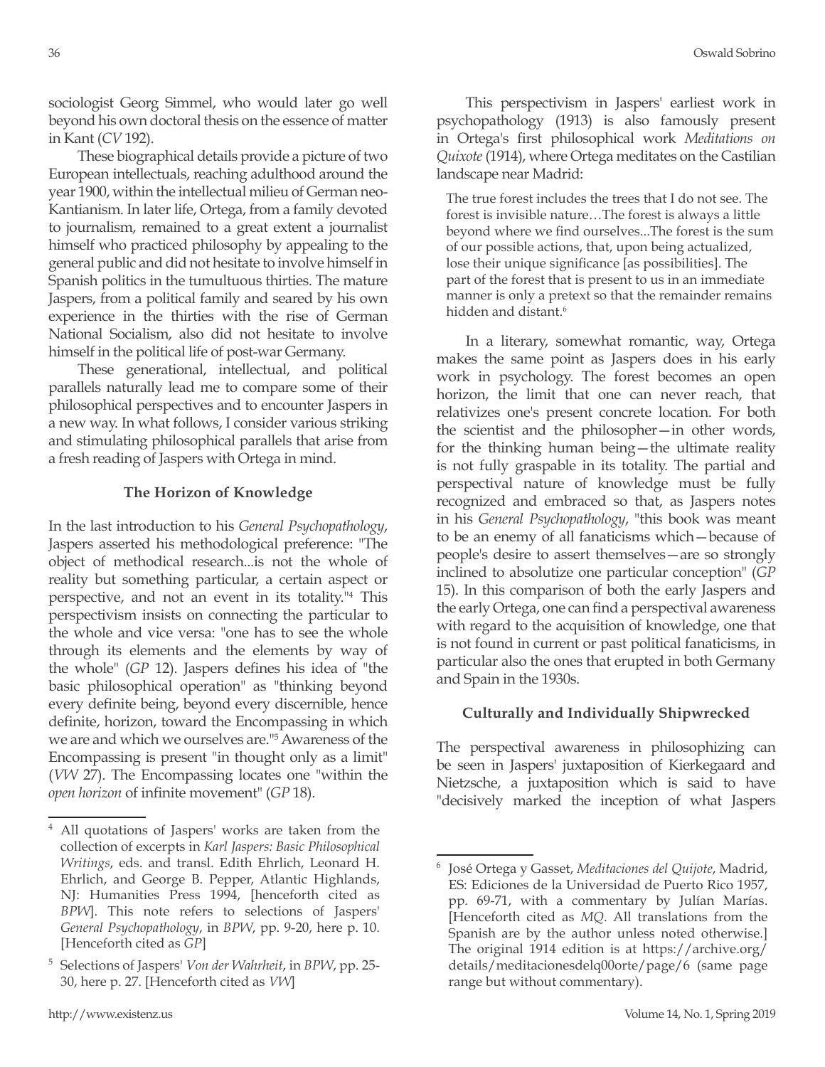sociologist Georg Simmel, who would later go well beyond his own doctoral thesis on the essence of matter in Kant (*CV* 192).

These biographical details provide a picture of two European intellectuals, reaching adulthood around the year 1900, within the intellectual milieu of German neo-Kantianism. In later life, Ortega, from a family devoted to journalism, remained to a great extent a journalist himself who practiced philosophy by appealing to the general public and did not hesitate to involve himself in Spanish politics in the tumultuous thirties. The mature Jaspers, from a political family and seared by his own experience in the thirties with the rise of German National Socialism, also did not hesitate to involve himself in the political life of post-war Germany.

These generational, intellectual, and political parallels naturally lead me to compare some of their philosophical perspectives and to encounter Jaspers in a new way. In what follows, I consider various striking and stimulating philosophical parallels that arise from a fresh reading of Jaspers with Ortega in mind.

### The Horizon of Knowledge

In the last introduction to his *General Psychopathology*, Jaspers asserted his methodological preference: "The object of methodical research...is not the whole of reality but something particular, a certain aspect or perspective, and not an event in its totality."[4] This perspectivism insists on connecting the particular to the whole and vice versa: "one has to see the whole through its elements and the elements by way of the whole" (*GP* 12). Jaspers defines his idea of "the basic philosophical operation" as "thinking beyond every definite being, beyond every discernible, hence definite, horizon, toward the Encompassing in which we are and which we ourselves are."[5] Awareness of the Encompassing is present "in thought only as a limit" (*VW* 27). The Encompassing locates one "within the *open horizon* of infinite movement" (*GP* 18).

This perspectivism in Jaspers' earliest work in psychopathology (1913) is also famously present in Ortega's first philosophical work *Meditations on Quixote* (1914), where Ortega meditates on the Castilian landscape near Madrid:

> The true forest includes the trees that I do not see. The forest is invisible nature…The forest is always a little beyond where we find ourselves...The forest is the sum of our possible actions, that, upon being actualized, lose their unique significance [as possibilities]. The part of the forest that is present to us in an immediate manner is only a pretext so that the remainder remains hidden and distant.[6]

In a literary, somewhat romantic, way, Ortega makes the same point as Jaspers does in his early work in psychology. The forest becomes an open horizon, the limit that one can never reach, that relativizes one's present concrete location. For both the scientist and the philosopher—in other words, for the thinking human being—the ultimate reality is not fully graspable in its totality. The partial and perspectival nature of knowledge must be fully recognized and embraced so that, as Jaspers notes in his *General Psychopathology*, "this book was meant to be an enemy of all fanaticisms which—because of people's desire to assert themselves—are so strongly inclined to absolutize one particular conception" (*GP* 15). In this comparison of both the early Jaspers and the early Ortega, one can find a perspectival awareness with regard to the acquisition of knowledge, one that is not found in current or past political fanaticisms, in particular also the ones that erupted in both Germany and Spain in the 1930s.

### Culturally and Individually Shipwrecked

The perspectival awareness in philosophizing can be seen in Jaspers' juxtaposition of Kierkegaard and Nietzsche, a juxtaposition which is said to have "decisively marked the inception of what Jaspers

---

[4] All quotations of Jaspers' works are taken from the collection of excerpts in *Karl Jaspers: Basic Philosophical Writings*, eds. and transl. Edith Ehrlich, Leonard H. Ehrlich, and George B. Pepper, Atlantic Highlands, NJ: Humanities Press 1994, [henceforth cited as *BPW*]. This note refers to selections of Jaspers' *General Psychopathology*, in *BPW*, pp. 9-20, here p. 10. [Henceforth cited as *GP*]

[5] Selections of Jaspers' *Von der Wahrheit*, in *BPW*, pp. 25-30, here p. 27. [Henceforth cited as *VW*]

[6] José Ortega y Gasset, *Meditaciones del Quijote*, Madrid, ES: Ediciones de la Universidad de Puerto Rico 1957, pp. 69-71, with a commentary by Julían Marías. [Henceforth cited as *MQ*. All translations from the Spanish are by the author unless noted otherwise.] The original 1914 edition is at https://archive.org/details/meditacionesdelq00orte/page/6 (same page range but without commentary).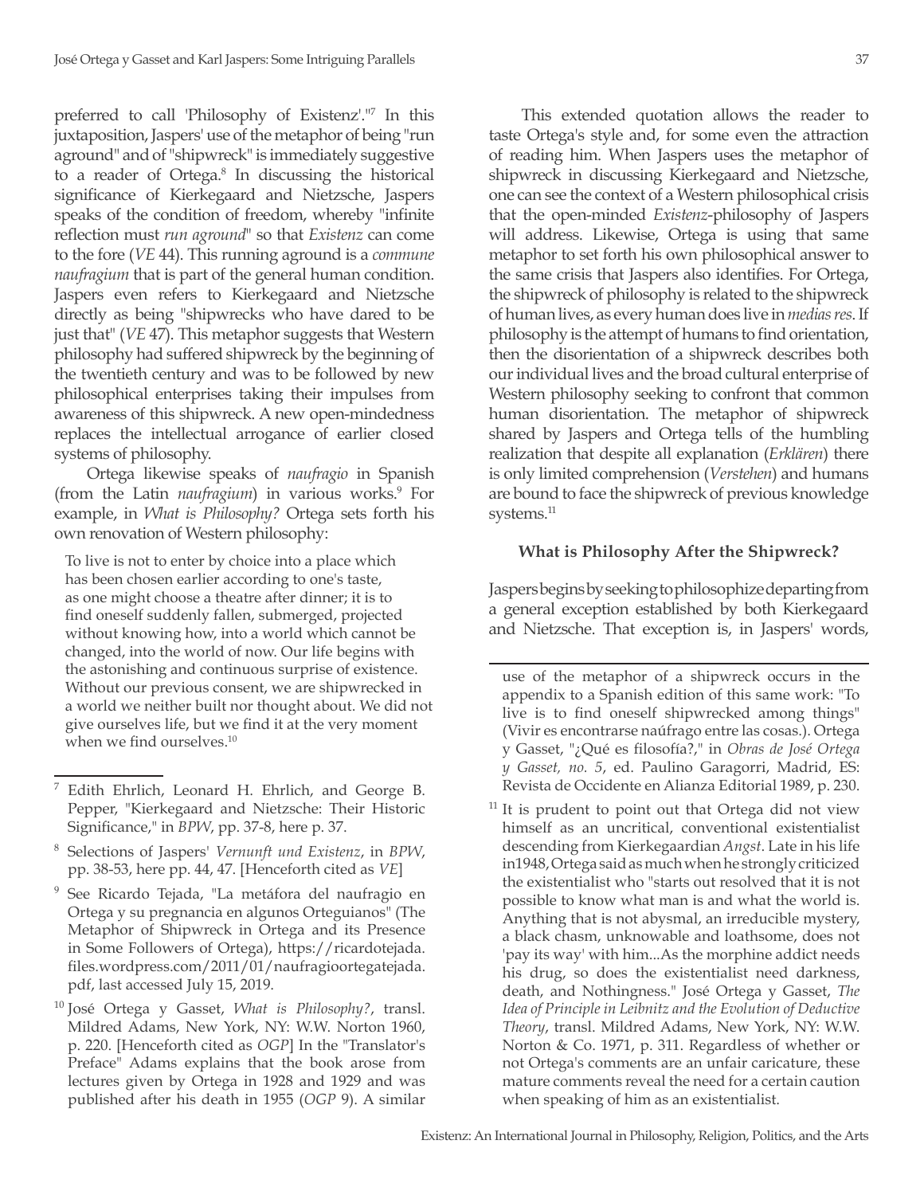preferred to call 'Philosophy of Existenz'."[7] In this juxtaposition, Jaspers' use of the metaphor of being "run aground" and of "shipwreck" is immediately suggestive to a reader of Ortega.[8] In discussing the historical significance of Kierkegaard and Nietzsche, Jaspers speaks of the condition of freedom, whereby "infinite reflection must *run aground*" so that *Existenz* can come to the fore (*VE* 44). This running aground is a *commune naufragium* that is part of the general human condition. Jaspers even refers to Kierkegaard and Nietzsche directly as being "shipwrecks who have dared to be just that" (*VE* 47). This metaphor suggests that Western philosophy had suffered shipwreck by the beginning of the twentieth century and was to be followed by new philosophical enterprises taking their impulses from awareness of this shipwreck. A new open-mindedness replaces the intellectual arrogance of earlier closed systems of philosophy.

Ortega likewise speaks of *naufragio* in Spanish (from the Latin *naufragium*) in various works.[9] For example, in *What is Philosophy?* Ortega sets forth his own renovation of Western philosophy:

> To live is not to enter by choice into a place which has been chosen earlier according to one's taste, as one might choose a theatre after dinner; it is to find oneself suddenly fallen, submerged, projected without knowing how, into a world which cannot be changed, into the world of now. Our life begins with the astonishing and continuous surprise of existence. Without our previous consent, we are shipwrecked in a world we neither built nor thought about. We did not give ourselves life, but we find it at the very moment when we find ourselves.[10]

This extended quotation allows the reader to taste Ortega's style and, for some even the attraction of reading him. When Jaspers uses the metaphor of shipwreck in discussing Kierkegaard and Nietzsche, one can see the context of a Western philosophical crisis that the open-minded *Existenz*-philosophy of Jaspers will address. Likewise, Ortega is using that same metaphor to set forth his own philosophical answer to the same crisis that Jaspers also identifies. For Ortega, the shipwreck of philosophy is related to the shipwreck of human lives, as every human does live in *medias res*. If philosophy is the attempt of humans to find orientation, then the disorientation of a shipwreck describes both our individual lives and the broad cultural enterprise of Western philosophy seeking to confront that common human disorientation. The metaphor of shipwreck shared by Jaspers and Ortega tells of the humbling realization that despite all explanation (*Erklären*) there is only limited comprehension (*Verstehen*) and humans are bound to face the shipwreck of previous knowledge systems.[11]

### What is Philosophy After the Shipwreck?

Jaspers begins by seeking to philosophize departing from a general exception established by both Kierkegaard and Nietzsche. That exception is, in Jaspers' words,

---

[7] Edith Ehrlich, Leonard H. Ehrlich, and George B. Pepper, "Kierkegaard and Nietzsche: Their Historic Significance," in *BPW*, pp. 37-8, here p. 37.

[8] Selections of Jaspers' *Vernunft und Existenz*, in *BPW*, pp. 38-53, here pp. 44, 47. [Henceforth cited as *VE*]

[9] See Ricardo Tejada, "La metáfora del naufragio en Ortega y su pregnancia en algunos Orteguianos" (The Metaphor of Shipwreck in Ortega and its Presence in Some Followers of Ortega), https://ricardotejada.files.wordpress.com/2011/01/naufragioortegatejada.pdf, last accessed July 15, 2019.

[10] José Ortega y Gasset, *What is Philosophy?*, transl. Mildred Adams, New York, NY: W.W. Norton 1960, p. 220. [Henceforth cited as *OGP*] In the "Translator's Preface" Adams explains that the book arose from lectures given by Ortega in 1928 and 1929 and was published after his death in 1955 (*OGP* 9). A similar use of the metaphor of a shipwreck occurs in the appendix to a Spanish edition of this same work: "To live is to find oneself shipwrecked among things" (Vivir es encontrarse naúfrago entre las cosas.). Ortega y Gasset, "¿Qué es filosofía?," in *Obras de José Ortega y Gasset, no. 5*, ed. Paulino Garagorri, Madrid, ES: Revista de Occidente en Alianza Editorial 1989, p. 230.

[11] It is prudent to point out that Ortega did not view himself as an uncritical, conventional existentialist descending from Kierkegaardian *Angst*. Late in his life in1948, Ortega said as much when he strongly criticized the existentialist who "starts out resolved that it is not possible to know what man is and what the world is. Anything that is not abysmal, an irreducible mystery, a black chasm, unknowable and loathsome, does not 'pay its way' with him...As the morphine addict needs his drug, so does the existentialist need darkness, death, and Nothingness." José Ortega y Gasset, *The Idea of Principle in Leibnitz and the Evolution of Deductive Theory*, transl. Mildred Adams, New York, NY: W.W. Norton & Co. 1971, p. 311. Regardless of whether or not Ortega's comments are an unfair caricature, these mature comments reveal the need for a certain caution when speaking of him as an existentialist.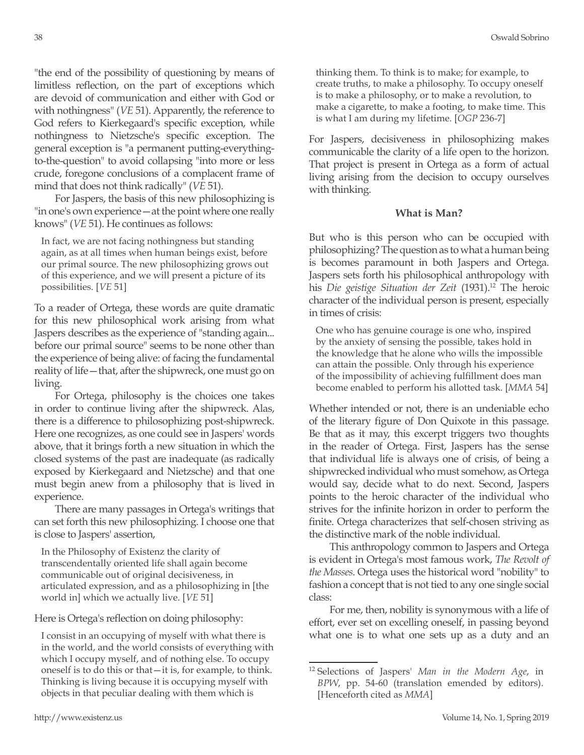"the end of the possibility of questioning by means of limitless reflection, on the part of exceptions which are devoid of communication and either with God or with nothingness" (*VE* 51). Apparently, the reference to God refers to Kierkegaard's specific exception, while nothingness to Nietzsche's specific exception. The general exception is "a permanent putting-everything-to-the-question" to avoid collapsing "into more or less crude, foregone conclusions of a complacent frame of mind that does not think radically" (*VE* 51).

For Jaspers, the basis of this new philosophizing is "in one's own experience—at the point where one really knows" (*VE* 51). He continues as follows:

> In fact, we are not facing nothingness but standing again, as at all times when human beings exist, before our primal source. The new philosophizing grows out of this experience, and we will present a picture of its possibilities. [*VE* 51]

To a reader of Ortega, these words are quite dramatic for this new philosophical work arising from what Jaspers describes as the experience of "standing again... before our primal source" seems to be none other than the experience of being alive: of facing the fundamental reality of life—that, after the shipwreck, one must go on living.

For Ortega, philosophy is the choices one takes in order to continue living after the shipwreck. Alas, there is a difference to philosophizing post-shipwreck. Here one recognizes, as one could see in Jaspers' words above, that it brings forth a new situation in which the closed systems of the past are inadequate (as radically exposed by Kierkegaard and Nietzsche) and that one must begin anew from a philosophy that is lived in experience.

There are many passages in Ortega's writings that can set forth this new philosophizing. I choose one that is close to Jaspers' assertion,

> In the Philosophy of Existenz the clarity of transcendentally oriented life shall again become communicable out of original decisiveness, in articulated expression, and as a philosophizing in [the world in] which we actually live. [*VE* 51]

Here is Ortega's reflection on doing philosophy:

> I consist in an occupying of myself with what there is in the world, and the world consists of everything with which I occupy myself, and of nothing else. To occupy oneself is to do this or that—it is, for example, to think. Thinking is living because it is occupying myself with objects in that peculiar dealing with them which is thinking them. To think is to make; for example, to create truths, to make a philosophy. To occupy oneself is to make a philosophy, or to make a revolution, to make a cigarette, to make a footing, to make time. This is what I am during my lifetime. [*OGP* 236-7]

For Jaspers, decisiveness in philosophizing makes communicable the clarity of a life open to the horizon. That project is present in Ortega as a form of actual living arising from the decision to occupy ourselves with thinking.

### What is Man?

But who is this person who can be occupied with philosophizing? The question as to what a human being is becomes paramount in both Jaspers and Ortega. Jaspers sets forth his philosophical anthropology with his *Die geistige Situation der Zeit* (1931).[12] The heroic character of the individual person is present, especially in times of crisis:

> One who has genuine courage is one who, inspired by the anxiety of sensing the possible, takes hold in the knowledge that he alone who wills the impossible can attain the possible. Only through his experience of the impossibility of achieving fulfillment does man become enabled to perform his allotted task. [*MMA* 54]

Whether intended or not, there is an undeniable echo of the literary figure of Don Quixote in this passage. Be that as it may, this excerpt triggers two thoughts in the reader of Ortega. First, Jaspers has the sense that individual life is always one of crisis, of being a shipwrecked individual who must somehow, as Ortega would say, decide what to do next. Second, Jaspers points to the heroic character of the individual who strives for the infinite horizon in order to perform the finite. Ortega characterizes that self-chosen striving as the distinctive mark of the noble individual.

This anthropology common to Jaspers and Ortega is evident in Ortega's most famous work, *The Revolt of the Masses*. Ortega uses the historical word "nobility" to fashion a concept that is not tied to any one single social class:

> For me, then, nobility is synonymous with a life of effort, ever set on excelling oneself, in passing beyond what one is to what one sets up as a duty and an

---

[12] Selections of Jaspers' *Man in the Modern Age*, in *BPW*, pp. 54-60 (translation emended by editors). [Henceforth cited as *MMA*]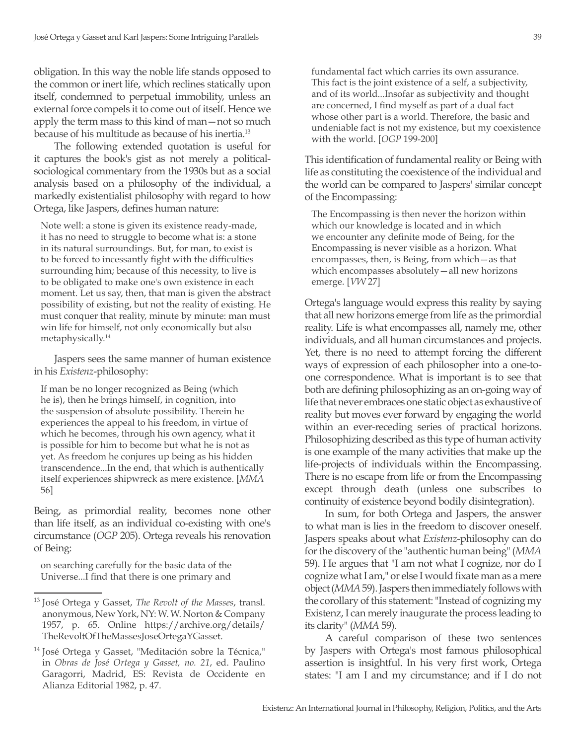obligation. In this way the noble life stands opposed to the common or inert life, which reclines statically upon itself, condemned to perpetual immobility, unless an external force compels it to come out of itself. Hence we apply the term mass to this kind of man—not so much because of his multitude as because of his inertia.[13]

The following extended quotation is useful for it captures the book's gist as not merely a political-sociological commentary from the 1930s but as a social analysis based on a philosophy of the individual, a markedly existentialist philosophy with regard to how Ortega, like Jaspers, defines human nature:

> Note well: a stone is given its existence ready-made, it has no need to struggle to become what is: a stone in its natural surroundings. But, for man, to exist is to be forced to incessantly fight with the difficulties surrounding him; because of this necessity, to live is to be obligated to make one's own existence in each moment. Let us say, then, that man is given the abstract possibility of existing, but not the reality of existing. He must conquer that reality, minute by minute: man must win life for himself, not only economically but also metaphysically.[14]

Jaspers sees the same manner of human existence in his *Existenz*-philosophy:

> If man be no longer recognized as Being (which he is), then he brings himself, in cognition, into the suspension of absolute possibility. Therein he experiences the appeal to his freedom, in virtue of which he becomes, through his own agency, what it is possible for him to become but what he is not as yet. As freedom he conjures up being as his hidden transcendence...In the end, that which is authentically itself experiences shipwreck as mere existence. [*MMA* 56]

Being, as primordial reality, becomes none other than life itself, as an individual co-existing with one's circumstance (*OGP* 205). Ortega reveals his renovation of Being:

> on searching carefully for the basic data of the Universe...I find that there is one primary and fundamental fact which carries its own assurance. This fact is the joint existence of a self, a subjectivity, and of its world...Insofar as subjectivity and thought are concerned, I find myself as part of a dual fact whose other part is a world. Therefore, the basic and undeniable fact is not my existence, but my coexistence with the world. [*OGP* 199-200]

This identification of fundamental reality or Being with life as constituting the coexistence of the individual and the world can be compared to Jaspers' similar concept of the Encompassing:

> The Encompassing is then never the horizon within which our knowledge is located and in which we encounter any definite mode of Being, for the Encompassing is never visible as a horizon. What encompasses, then, is Being, from which—as that which encompasses absolutely—all new horizons emerge. [*VW* 27]

Ortega's language would express this reality by saying that all new horizons emerge from life as the primordial reality. Life is what encompasses all, namely me, other individuals, and all human circumstances and projects. Yet, there is no need to attempt forcing the different ways of expression of each philosopher into a one-to-one correspondence. What is important is to see that both are defining philosophizing as an on-going way of life that never embraces one static object as exhaustive of reality but moves ever forward by engaging the world within an ever-receding series of practical horizons. Philosophizing described as this type of human activity is one example of the many activities that make up the life-projects of individuals within the Encompassing. There is no escape from life or from the Encompassing except through death (unless one subscribes to continuity of existence beyond bodily disintegration).

In sum, for both Ortega and Jaspers, the answer to what man is lies in the freedom to discover oneself. Jaspers speaks about what *Existenz*-philosophy can do for the discovery of the "authentic human being" (*MMA* 59). He argues that "I am not what I cognize, nor do I cognize what I am," or else I would fixate man as a mere object (*MMA* 59). Jaspers then immediately follows with the corollary of this statement: "Instead of cognizing my Existenz, I can merely inaugurate the process leading to its clarity" (*MMA* 59).

A careful comparison of these two sentences by Jaspers with Ortega's most famous philosophical assertion is insightful. In his very first work, Ortega states: "I am I and my circumstance; and if I do not

---

[13] José Ortega y Gasset, *The Revolt of the Masses*, transl. anonymous, New York, NY: W. W. Norton & Company 1957, p. 65. Online https://archive.org/details/TheRevoltOfTheMassesJoseOrtegaYGasset.

[14] José Ortega y Gasset, "Meditación sobre la Técnica," in *Obras de José Ortega y Gasset, no. 21*, ed. Paulino Garagorri, Madrid, ES: Revista de Occidente en Alianza Editorial 1982, p. 47.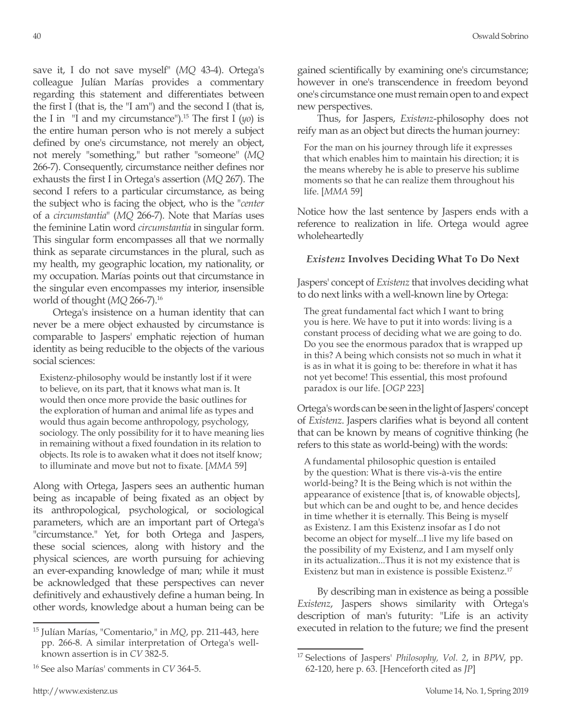save it, I do not save myself" (*MQ* 43-4). Ortega's colleague Julían Marías provides a commentary regarding this statement and differentiates between the first I (that is, the "I am") and the second I (that is, the I in "I and my circumstance").[15] The first I (*yo*) is the entire human person who is not merely a subject defined by one's circumstance, not merely an object, not merely "something," but rather "someone" (*MQ* 266-7). Consequently, circumstance neither defines nor exhausts the first I in Ortega's assertion (*MQ* 267). The second I refers to a particular circumstance, as being the subject who is facing the object, who is the "*center* of a *circumstantia*" (*MQ* 266-7). Note that Marías uses the feminine Latin word *circumstantia* in singular form. This singular form encompasses all that we normally think as separate circumstances in the plural, such as my health, my geographic location, my nationality, or my occupation. Marías points out that circumstance in the singular even encompasses my interior, insensible world of thought (*MQ* 266-7).[16]

Ortega's insistence on a human identity that can never be a mere object exhausted by circumstance is comparable to Jaspers' emphatic rejection of human identity as being reducible to the objects of the various social sciences:

> Existenz-philosophy would be instantly lost if it were to believe, on its part, that it knows what man is. It would then once more provide the basic outlines for the exploration of human and animal life as types and would thus again become anthropology, psychology, sociology. The only possibility for it to have meaning lies in remaining without a fixed foundation in its relation to objects. Its role is to awaken what it does not itself know; to illuminate and move but not to fixate. [*MMA* 59]

Along with Ortega, Jaspers sees an authentic human being as incapable of being fixated as an object by its anthropological, psychological, or sociological parameters, which are an important part of Ortega's "circumstance." Yet, for both Ortega and Jaspers, these social sciences, along with history and the physical sciences, are worth pursuing for achieving an ever-expanding knowledge of man; while it must be acknowledged that these perspectives can never definitively and exhaustively define a human being. In other words, knowledge about a human being can be gained scientifically by examining one's circumstance; however in one's transcendence in freedom beyond one's circumstance one must remain open to and expect new perspectives.

Thus, for Jaspers, *Existenz*-philosophy does not reify man as an object but directs the human journey:

> For the man on his journey through life it expresses that which enables him to maintain his direction; it is the means whereby he is able to preserve his sublime moments so that he can realize them throughout his life. [*MMA* 59]

Notice how the last sentence by Jaspers ends with a reference to realization in life. Ortega would agree wholeheartedly

### *Existenz* Involves Deciding What To Do Next

Jaspers' concept of *Existenz* that involves deciding what to do next links with a well-known line by Ortega:

> The great fundamental fact which I want to bring you is here. We have to put it into words: living is a constant process of deciding what we are going to do. Do you see the enormous paradox that is wrapped up in this? A being which consists not so much in what it is as in what it is going to be: therefore in what it has not yet become! This essential, this most profound paradox is our life. [*OGP* 223]

Ortega's words can be seen in the light of Jaspers' concept of *Existenz*. Jaspers clarifies what is beyond all content that can be known by means of cognitive thinking (he refers to this state as world-being) with the words:

> A fundamental philosophic question is entailed by the question: What is there vis-à-vis the entire world-being? It is the Being which is not within the appearance of existence [that is, of knowable objects], but which can be and ought to be, and hence decides in time whether it is eternally. This Being is myself as Existenz. I am this Existenz insofar as I do not become an object for myself...I live my life based on the possibility of my Existenz, and I am myself only in its actualization...Thus it is not my existence that is Existenz but man in existence is possible Existenz.[17]

By describing man in existence as being a possible *Existenz*, Jaspers shows similarity with Ortega's description of man's futurity: "Life is an activity executed in relation to the future; we find the present

---

[15] Julían Marías, "Comentario," in *MQ*, pp. 211-443, here pp. 266-8. A similar interpretation of Ortega's well-known assertion is in *CV* 382-5.

[16] See also Marías' comments in *CV* 364-5.

[17] Selections of Jaspers' *Philosophy, Vol. 2*, in *BPW*, pp. 62-120, here p. 63. [Henceforth cited as *JP*]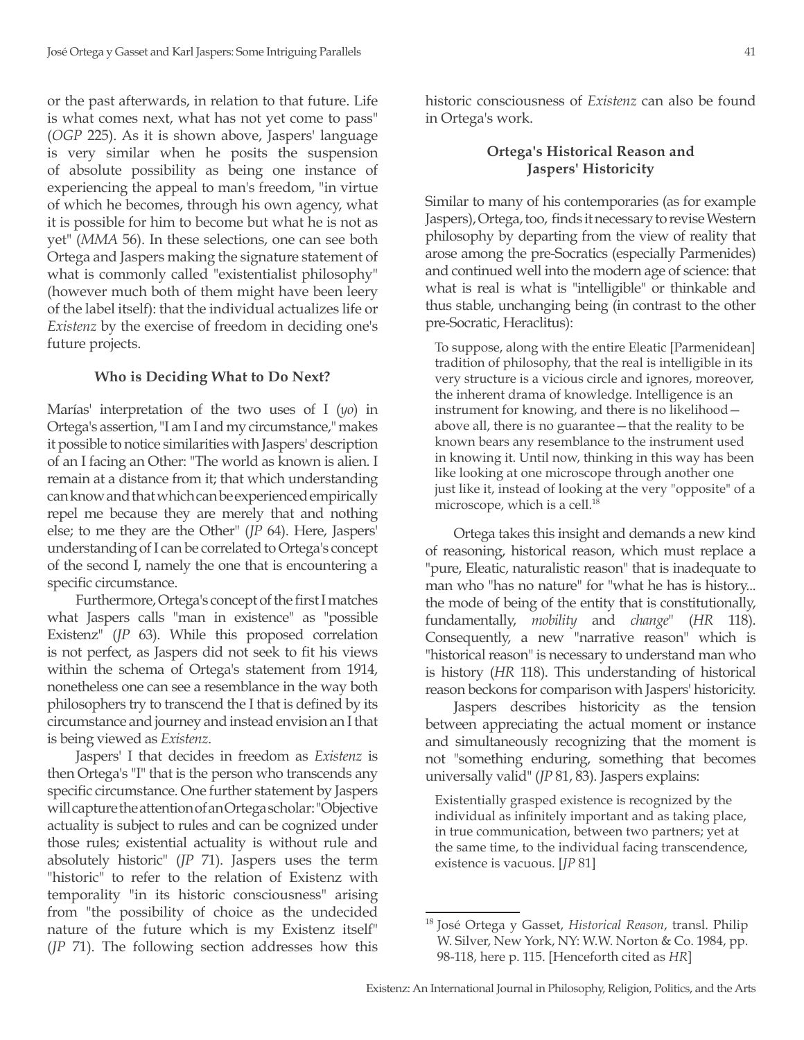or the past afterwards, in relation to that future. Life is what comes next, what has not yet come to pass" (*OGP* 225). As it is shown above, Jaspers' language is very similar when he posits the suspension of absolute possibility as being one instance of experiencing the appeal to man's freedom, "in virtue of which he becomes, through his own agency, what it is possible for him to become but what he is not as yet" (*MMA* 56). In these selections, one can see both Ortega and Jaspers making the signature statement of what is commonly called "existentialist philosophy" (however much both of them might have been leery of the label itself): that the individual actualizes life or *Existenz* by the exercise of freedom in deciding one's future projects.

### Who is Deciding What to Do Next?

Marías' interpretation of the two uses of I (*yo*) in Ortega's assertion, "I am I and my circumstance," makes it possible to notice similarities with Jaspers' description of an I facing an Other: "The world as known is alien. I remain at a distance from it; that which understanding can know and that which can be experienced empirically repel me because they are merely that and nothing else; to me they are the Other" (*JP* 64). Here, Jaspers' understanding of I can be correlated to Ortega's concept of the second I, namely the one that is encountering a specific circumstance.

Furthermore, Ortega's concept of the first I matches what Jaspers calls "man in existence" as "possible Existenz" (*JP* 63). While this proposed correlation is not perfect, as Jaspers did not seek to fit his views within the schema of Ortega's statement from 1914, nonetheless one can see a resemblance in the way both philosophers try to transcend the I that is defined by its circumstance and journey and instead envision an I that is being viewed as *Existenz*.

Jaspers' I that decides in freedom as *Existenz* is then Ortega's "I" that is the person who transcends any specific circumstance. One further statement by Jaspers will capture the attention of an Ortega scholar: "Objective actuality is subject to rules and can be cognized under those rules; existential actuality is without rule and absolutely historic" (*JP* 71). Jaspers uses the term "historic" to refer to the relation of Existenz with temporality "in its historic consciousness" arising from "the possibility of choice as the undecided nature of the future which is my Existenz itself" (*JP* 71). The following section addresses how this historic consciousness of *Existenz* can also be found in Ortega's work.

### Ortega's Historical Reason and Jaspers' Historicity

Similar to many of his contemporaries (as for example Jaspers), Ortega, too, finds it necessary to revise Western philosophy by departing from the view of reality that arose among the pre-Socratics (especially Parmenides) and continued well into the modern age of science: that what is real is what is "intelligible" or thinkable and thus stable, unchanging being (in contrast to the other pre-Socratic, Heraclitus):

> To suppose, along with the entire Eleatic [Parmenidean] tradition of philosophy, that the real is intelligible in its very structure is a vicious circle and ignores, moreover, the inherent drama of knowledge. Intelligence is an instrument for knowing, and there is no likelihood—above all, there is no guarantee—that the reality to be known bears any resemblance to the instrument used in knowing it. Until now, thinking in this way has been like looking at one microscope through another one just like it, instead of looking at the very "opposite" of a microscope, which is a cell.[18]

Ortega takes this insight and demands a new kind of reasoning, historical reason, which must replace a "pure, Eleatic, naturalistic reason" that is inadequate to man who "has no nature" for "what he has is history... the mode of being of the entity that is constitutionally, fundamentally, *mobility* and *change*" (*HR* 118). Consequently, a new "narrative reason" which is "historical reason" is necessary to understand man who is history (*HR* 118). This understanding of historical reason beckons for comparison with Jaspers' historicity.

Jaspers describes historicity as the tension between appreciating the actual moment or instance and simultaneously recognizing that the moment is not "something enduring, something that becomes universally valid" (*JP* 81, 83). Jaspers explains:

> Existentially grasped existence is recognized by the individual as infinitely important and as taking place, in true communication, between two partners; yet at the same time, to the individual facing transcendence, existence is vacuous. [*JP* 81]

---

[18] José Ortega y Gasset, *Historical Reason*, transl. Philip W. Silver, New York, NY: W.W. Norton & Co. 1984, pp. 98-118, here p. 115. [Henceforth cited as *HR*]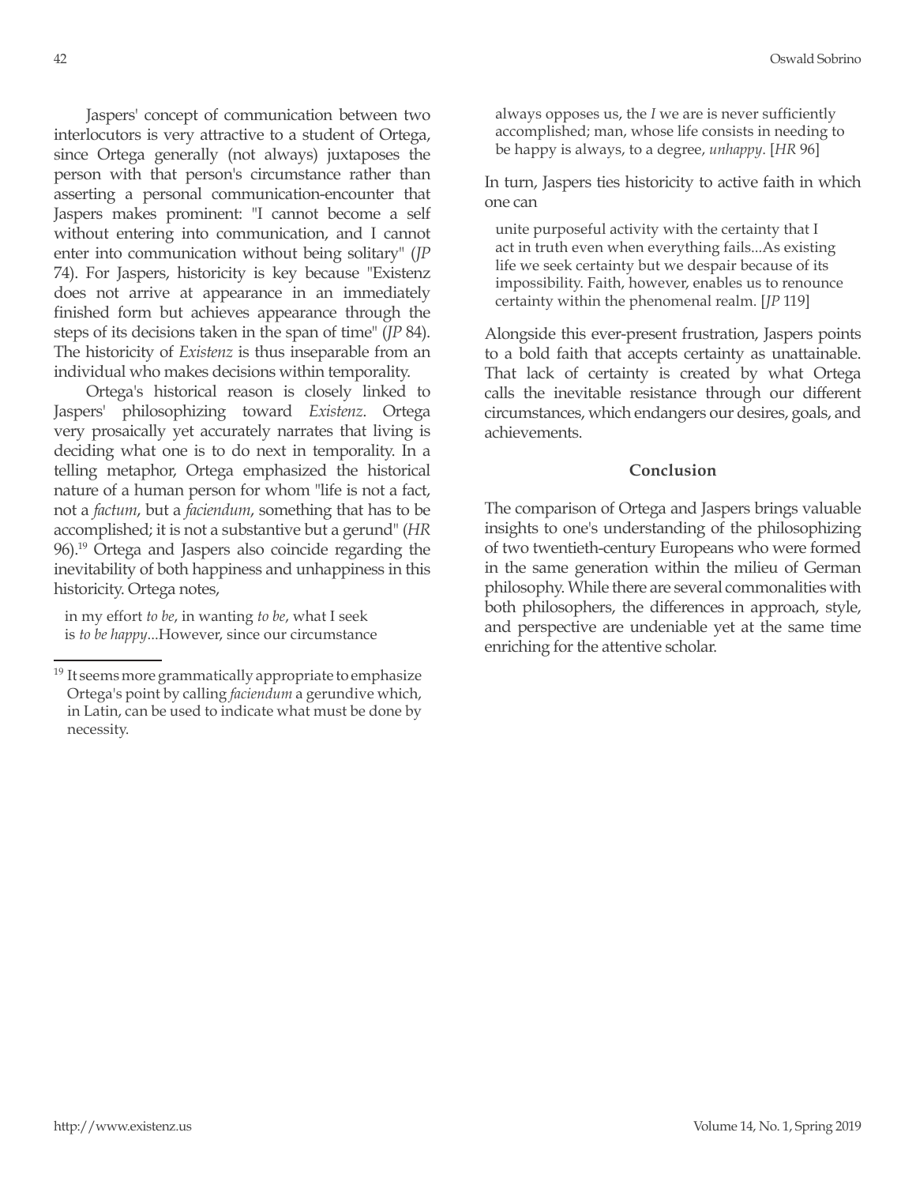Jaspers' concept of communication between two interlocutors is very attractive to a student of Ortega, since Ortega generally (not always) juxtaposes the person with that person's circumstance rather than asserting a personal communication-encounter that Jaspers makes prominent: "I cannot become a self without entering into communication, and I cannot enter into communication without being solitary" (*JP* 74). For Jaspers, historicity is key because "Existenz does not arrive at appearance in an immediately finished form but achieves appearance through the steps of its decisions taken in the span of time" (*JP* 84). The historicity of *Existenz* is thus inseparable from an individual who makes decisions within temporality.

Ortega's historical reason is closely linked to Jaspers' philosophizing toward *Existenz*. Ortega very prosaically yet accurately narrates that living is deciding what one is to do next in temporality. In a telling metaphor, Ortega emphasized the historical nature of a human person for whom "life is not a fact, not a *factum*, but a *faciendum*, something that has to be accomplished; it is not a substantive but a gerund" (*HR* 96).[19] Ortega and Jaspers also coincide regarding the inevitability of both happiness and unhappiness in this historicity. Ortega notes,

> in my effort *to be*, in wanting *to be*, what I seek is *to be happy*...However, since our circumstance always opposes us, the *I* we are is never sufficiently accomplished; man, whose life consists in needing to be happy is always, to a degree, *unhappy*. [*HR* 96]

In turn, Jaspers ties historicity to active faith in which one can

> unite purposeful activity with the certainty that I act in truth even when everything fails...As existing life we seek certainty but we despair because of its impossibility. Faith, however, enables us to renounce certainty within the phenomenal realm. [*JP* 119]

Alongside this ever-present frustration, Jaspers points to a bold faith that accepts certainty as unattainable. That lack of certainty is created by what Ortega calls the inevitable resistance through our different circumstances, which endangers our desires, goals, and achievements.

## Conclusion

The comparison of Ortega and Jaspers brings valuable insights to one's understanding of the philosophizing of two twentieth-century Europeans who were formed in the same generation within the milieu of German philosophy. While there are several commonalities with both philosophers, the differences in approach, style, and perspective are undeniable yet at the same time enriching for the attentive scholar.

---

[19] It seems more grammatically appropriate to emphasize Ortega's point by calling *faciendum* a gerundive which, in Latin, can be used to indicate what must be done by necessity.